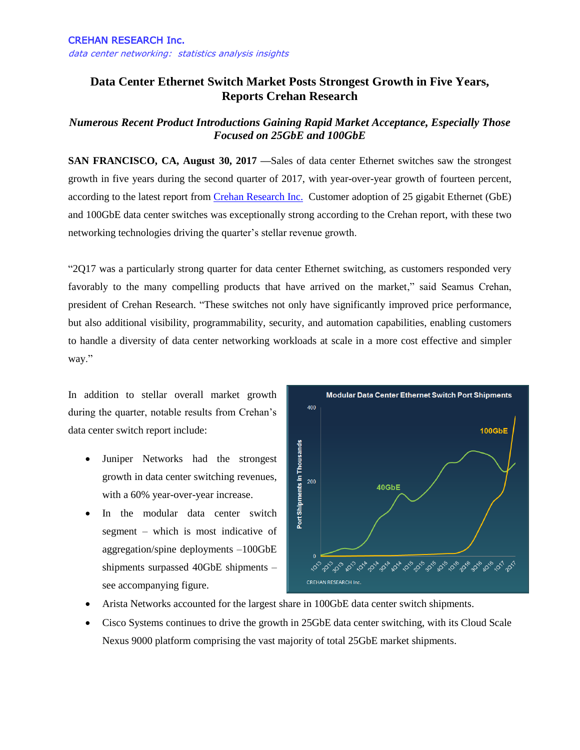CREHAN RESEARCH Inc.

*data center networking: statistics analysis insights*

# Data Center Ethernet Switch Market Posts Strongest Growth in Five Years, Reports Crehan Research

## *Numerous Recent Product Introductions Gaining Rapid Market Acceptance, Especially Those Focused on 25GbE and 100GbE*

**SAN FRANCISCO, CA, August 30, 2017 —**Sales of data center Ethernet switches saw the strongest growth in five years during the second quarter of 2017, with year-over-year growth of fourteen percent, according to the latest report from Crehan Research Inc. Customer adoption of 25 gigabit Ethernet (GbE) and 100GbE data center switches was exceptionally strong according to the Crehan report, with these two networking technologies driving the quarter's stellar revenue growth.

"2Q17 was a particularly strong quarter for data center Ethernet switching, as customers responded very favorably to the many compelling products that have arrived on the market," said Seamus Crehan, president of Crehan Research. "These switches not only have significantly improved price performance, but also additional visibility, programmability, security, and automation capabilities, enabling customers to handle a diversity of data center networking workloads at scale in a more cost effective and simpler way."

In addition to stellar overall market growth during the quarter, notable results from Crehan's data center switch report include:

- Juniper Networks had the strongest growth in data center switching revenues, with a 60% year-over-year increase.
- In the modular data center switch segment – which is most indicative of aggregation/spine deployments –100GbE shipments surpassed 40GbE shipments – see accompanying figure.
- Arista Networks accounted for the largest share in 100GbE data center switch shipments.
- Cisco Systems continues to drive the growth in 25GbE data center switching, with its Cloud Scale Nexus 9000 platform comprising the vast majority of total 25GbE market shipments.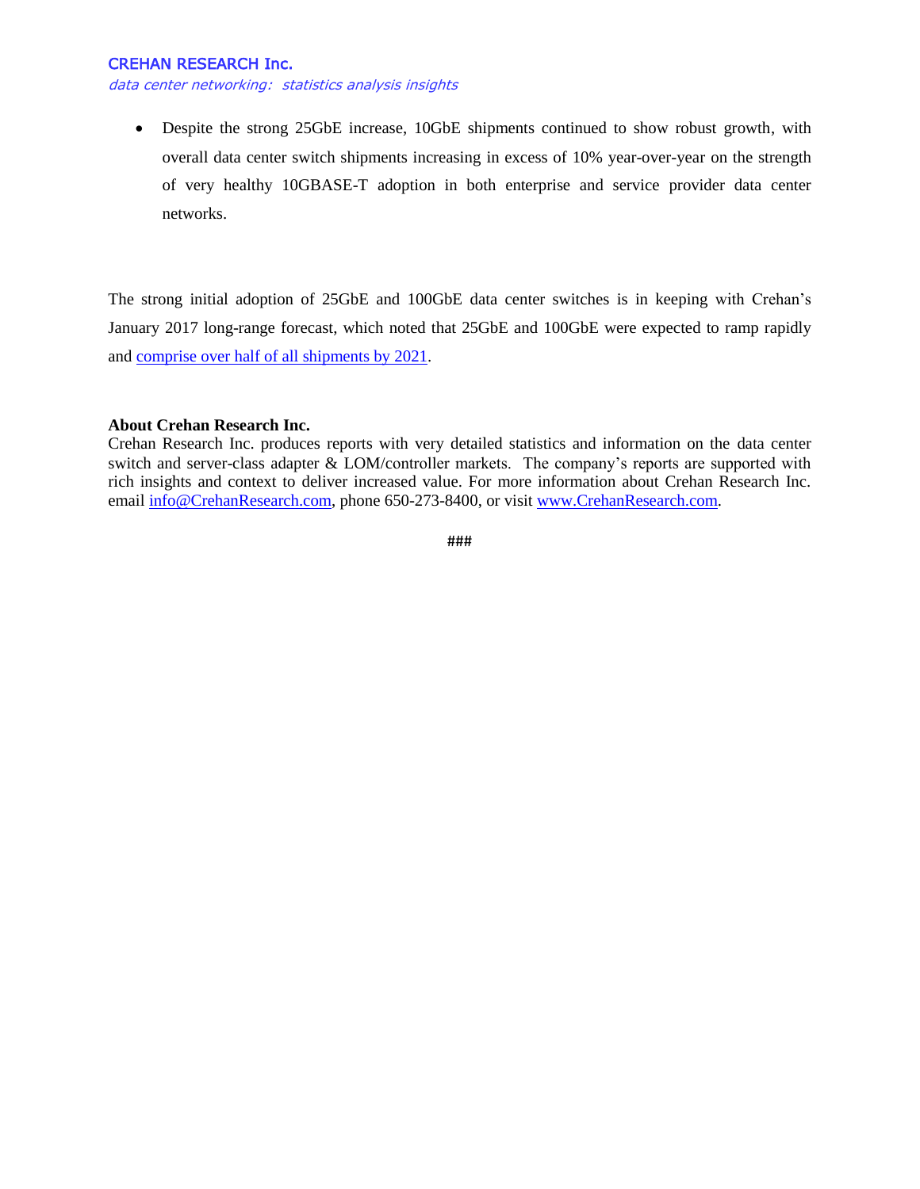- Despite the strong 25GbE increase, 10GbE shipments continued to show robust growth, with overall data center switch shipments increasing in excess of 10% year-over-year on the strength of very healthy 10GBASE-T adoption in both enterprise and service provider data center networks.

The strong initial adoption of 25GbE and 100GbE data center switches is in keeping with Crehan's January 2017 long-range forecast, which noted that 25GbE and 100GbE were expected to ramp rapidly and comprise over half of all shipments by 2021.

**About Crehan Research Inc.**

Crehan Research Inc. produces reports with very detailed statistics and information on the data center switch and server-class adapter & LOM/controller markets. The company's reports are supported with rich insights and context to deliver increased value. For more information about Crehan Research Inc. email info@CrehanResearch.com, phone 650-273-8400, or visit www.CrehanResearch.com.

###